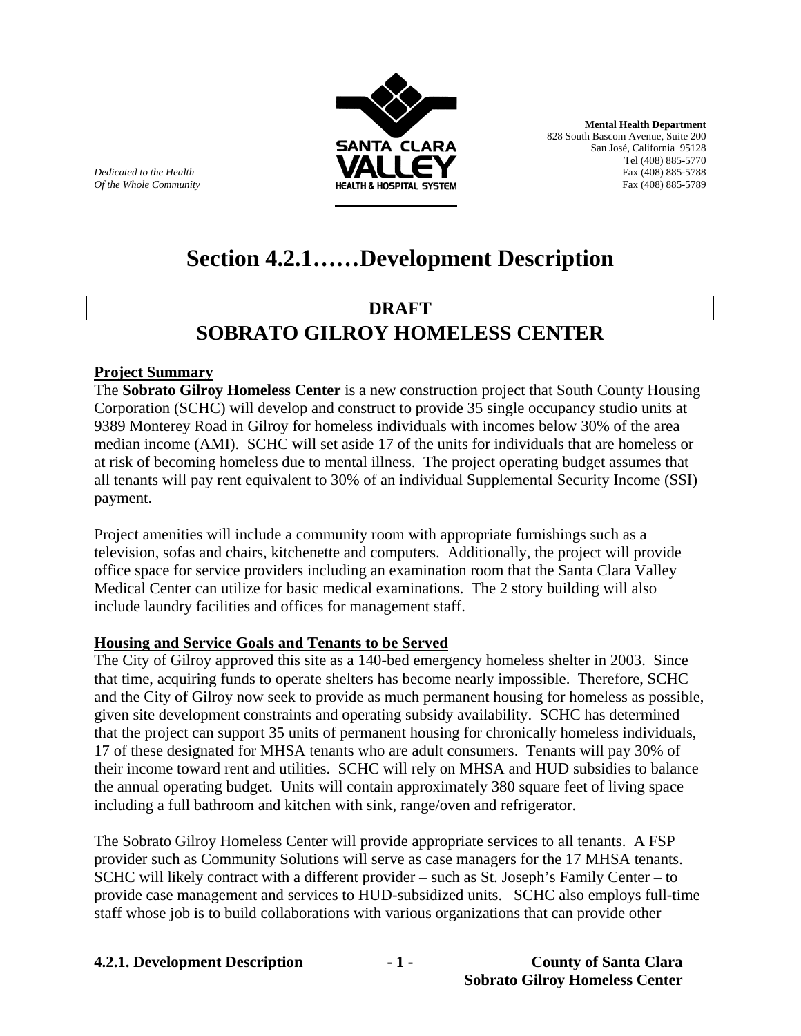*Dedicated to the Health*
*Of the Whole Community*

SANTA CLARA VALLEY HEALTH & HOSPITAL SYSTEM

**Mental Health Department**
828 South Bascom Avenue, Suite 200
San José, California 95128
Tel (408) 885-5770
Fax (408) 885-5788
Fax (408) 885-5789

# Section 4.2.1……Development Description

## DRAFT

## SOBRATO GILROY HOMELESS CENTER

**Project Summary**

The **Sobrato Gilroy Homeless Center** is a new construction project that South County Housing Corporation (SCHC) will develop and construct to provide 35 single occupancy studio units at 9389 Monterey Road in Gilroy for homeless individuals with incomes below 30% of the area median income (AMI). SCHC will set aside 17 of the units for individuals that are homeless or at risk of becoming homeless due to mental illness. The project operating budget assumes that all tenants will pay rent equivalent to 30% of an individual Supplemental Security Income (SSI) payment.

Project amenities will include a community room with appropriate furnishings such as a television, sofas and chairs, kitchenette and computers. Additionally, the project will provide office space for service providers including an examination room that the Santa Clara Valley Medical Center can utilize for basic medical examinations. The 2 story building will also include laundry facilities and offices for management staff.

**Housing and Service Goals and Tenants to be Served**

The City of Gilroy approved this site as a 140-bed emergency homeless shelter in 2003. Since that time, acquiring funds to operate shelters has become nearly impossible. Therefore, SCHC and the City of Gilroy now seek to provide as much permanent housing for homeless as possible, given site development constraints and operating subsidy availability. SCHC has determined that the project can support 35 units of permanent housing for chronically homeless individuals, 17 of these designated for MHSA tenants who are adult consumers. Tenants will pay 30% of their income toward rent and utilities. SCHC will rely on MHSA and HUD subsidies to balance the annual operating budget. Units will contain approximately 380 square feet of living space including a full bathroom and kitchen with sink, range/oven and refrigerator.

The Sobrato Gilroy Homeless Center will provide appropriate services to all tenants. A FSP provider such as Community Solutions will serve as case managers for the 17 MHSA tenants. SCHC will likely contract with a different provider – such as St. Joseph's Family Center – to provide case management and services to HUD-subsidized units. SCHC also employs full-time staff whose job is to build collaborations with various organizations that can provide other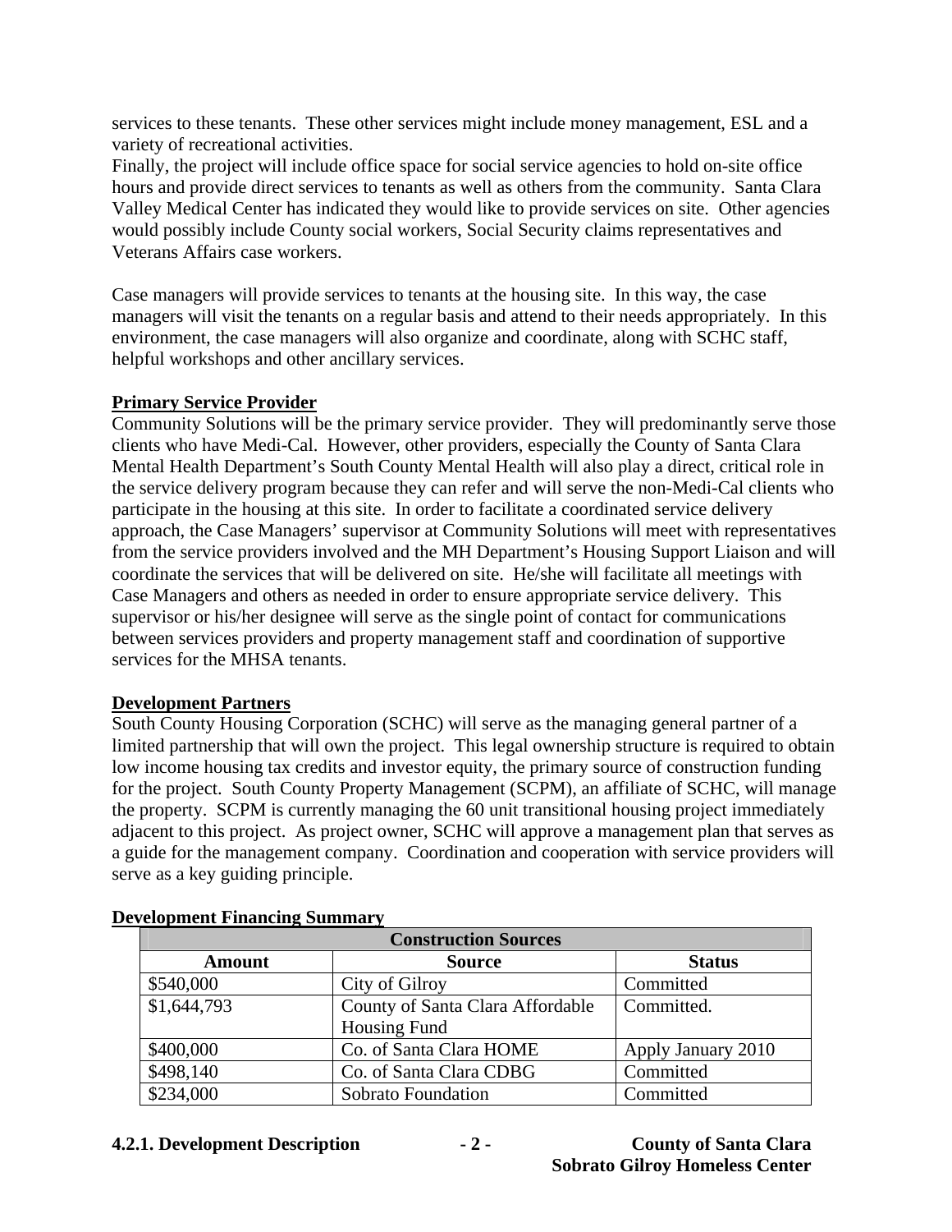services to these tenants. These other services might include money management, ESL and a variety of recreational activities.

Finally, the project will include office space for social service agencies to hold on-site office hours and provide direct services to tenants as well as others from the community. Santa Clara Valley Medical Center has indicated they would like to provide services on site. Other agencies would possibly include County social workers, Social Security claims representatives and Veterans Affairs case workers.

Case managers will provide services to tenants at the housing site. In this way, the case managers will visit the tenants on a regular basis and attend to their needs appropriately. In this environment, the case managers will also organize and coordinate, along with SCHC staff, helpful workshops and other ancillary services.

**Primary Service Provider**

Community Solutions will be the primary service provider. They will predominantly serve those clients who have Medi-Cal. However, other providers, especially the County of Santa Clara Mental Health Department's South County Mental Health will also play a direct, critical role in the service delivery program because they can refer and will serve the non-Medi-Cal clients who participate in the housing at this site. In order to facilitate a coordinated service delivery approach, the Case Managers' supervisor at Community Solutions will meet with representatives from the service providers involved and the MH Department's Housing Support Liaison and will coordinate the services that will be delivered on site. He/she will facilitate all meetings with Case Managers and others as needed in order to ensure appropriate service delivery. This supervisor or his/her designee will serve as the single point of contact for communications between services providers and property management staff and coordination of supportive services for the MHSA tenants.

**Development Partners**

South County Housing Corporation (SCHC) will serve as the managing general partner of a limited partnership that will own the project. This legal ownership structure is required to obtain low income housing tax credits and investor equity, the primary source of construction funding for the project. South County Property Management (SCPM), an affiliate of SCHC, will manage the property. SCPM is currently managing the 60 unit transitional housing project immediately adjacent to this project. As project owner, SCHC will approve a management plan that serves as a guide for the management company. Coordination and cooperation with service providers will serve as a key guiding principle.

**Development Financing Summary**

| Construction Sources | | |
|---|---|---|
| **Amount** | **Source** | **Status** |
| $540,000 | City of Gilroy | Committed |
| $1,644,793 | County of Santa Clara Affordable Housing Fund | Committed. |
| $400,000 | Co. of Santa Clara HOME | Apply January 2010 |
| $498,140 | Co. of Santa Clara CDBG | Committed |
| $234,000 | Sobrato Foundation | Committed |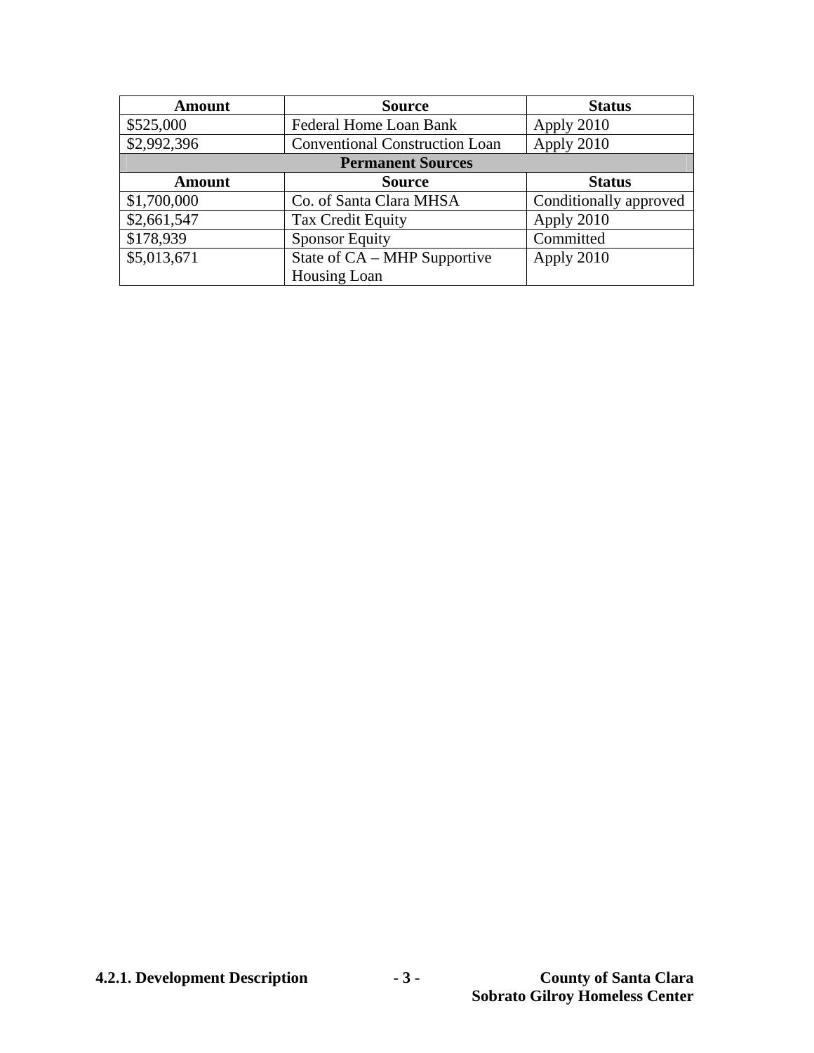| Amount | Source | Status |
| --- | --- | --- |
| $525,000 | Federal Home Loan Bank | Apply 2010 |
| $2,992,396 | Conventional Construction Loan | Apply 2010 |
| **Permanent Sources** | | |
| **Amount** | **Source** | **Status** |
| $1,700,000 | Co. of Santa Clara MHSA | Conditionally approved |
| $2,661,547 | Tax Credit Equity | Apply 2010 |
| $178,939 | Sponsor Equity | Committed |
| $5,013,671 | State of CA – MHP Supportive Housing Loan | Apply 2010 |